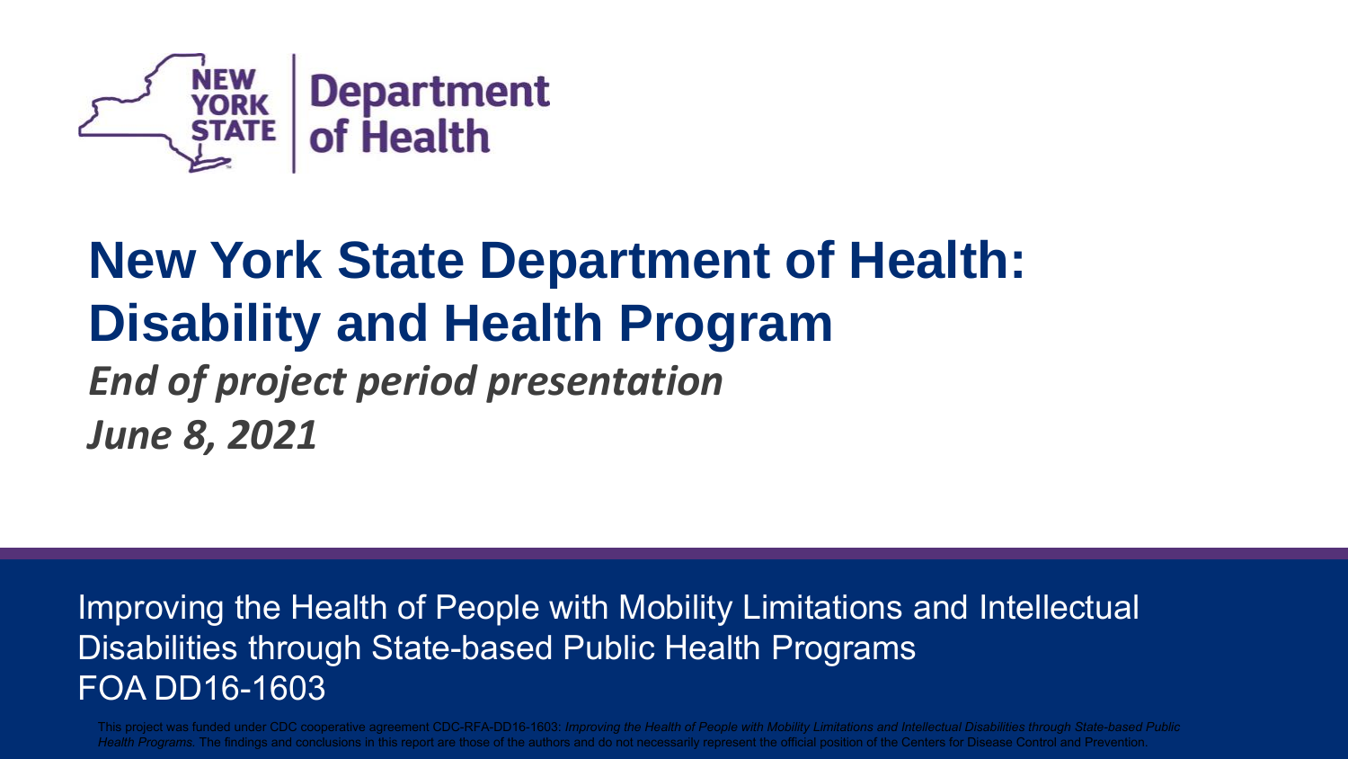NEW YORK STATE | Department of Health

# New York State Department of Health: Disability and Health Program

***End of project period presentation***

***June 8, 2021***

Improving the Health of People with Mobility Limitations and Intellectual Disabilities through State-based Public Health Programs
FOA DD16-1603

This project was funded under CDC cooperative agreement CDC-RFA-DD16-1603: *Improving the Health of People with Mobility Limitations and Intellectual Disabilities through State-based Public Health Programs*. The findings and conclusions in this report are those of the authors and do not necessarily represent the official position of the Centers for Disease Control and Prevention.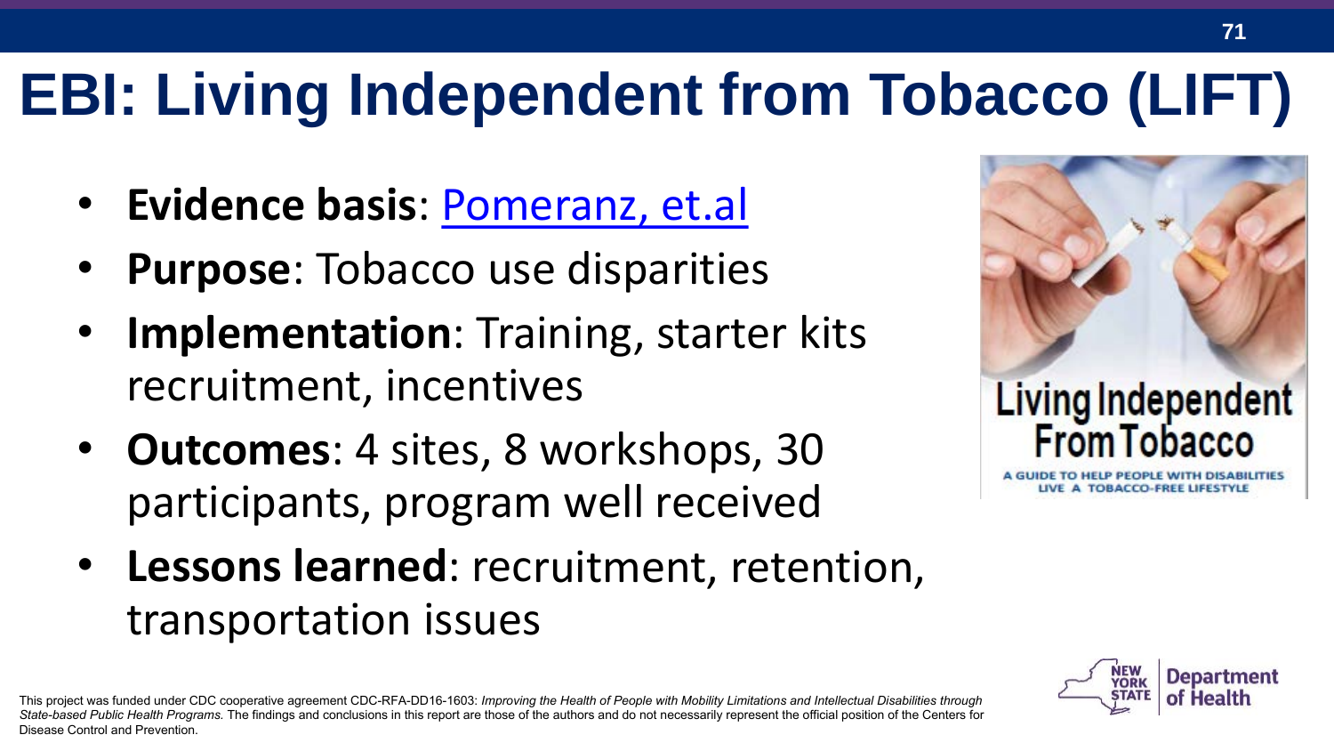# EBI: Living Independent from Tobacco (LIFT)

- **Evidence basis**: Pomeranz, et.al
- **Purpose**: Tobacco use disparities
- **Implementation**: Training, starter kits recruitment, incentives
- **Outcomes**: 4 sites, 8 workshops, 30 participants, program well received
- **Lessons learned**: recruitment, retention, transportation issues

Living Independent From Tobacco

A GUIDE TO HELP PEOPLE WITH DISABILITIES LIVE A TOBACCO-FREE LIFESTYLE

This project was funded under CDC cooperative agreement CDC-RFA-DD16-1603: *Improving the Health of People with Mobility Limitations and Intellectual Disabilities through State-based Public Health Programs.* The findings and conclusions in this report are those of the authors and do not necessarily represent the official position of the Centers for Disease Control and Prevention.

NEW YORK STATE | Department of Health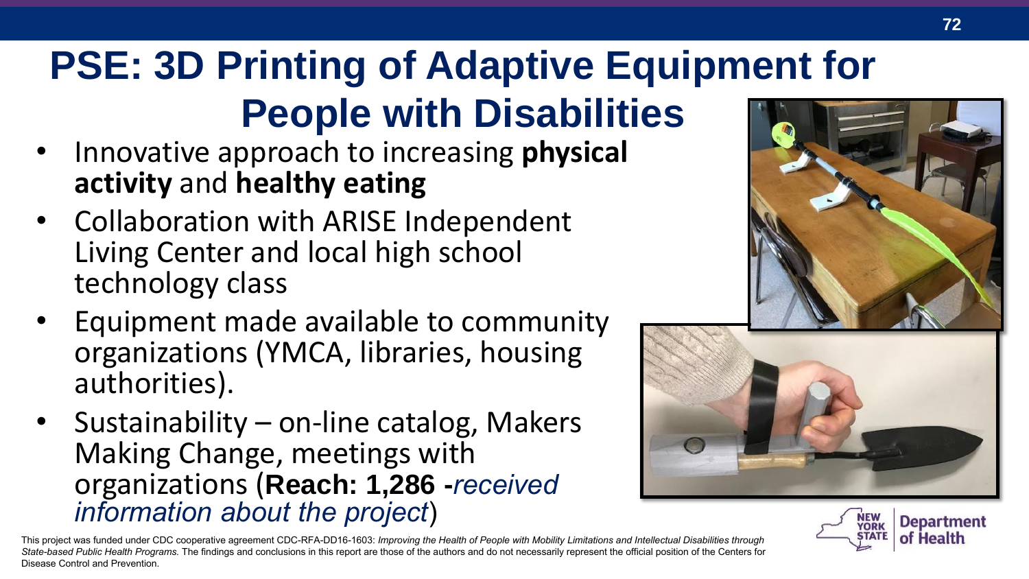# PSE: 3D Printing of Adaptive Equipment for People with Disabilities

- Innovative approach to increasing **physical activity** and **healthy eating**
- Collaboration with ARISE Independent Living Center and local high school technology class
- Equipment made available to community organizations (YMCA, libraries, housing authorities).
- Sustainability – on-line catalog, Makers Making Change, meetings with organizations (**Reach: 1,286** - *received information about the project*)

This project was funded under CDC cooperative agreement CDC-RFA-DD16-1603: *Improving the Health of People with Mobility Limitations and Intellectual Disabilities through State-based Public Health Programs.* The findings and conclusions in this report are those of the authors and do not necessarily represent the official position of the Centers for Disease Control and Prevention.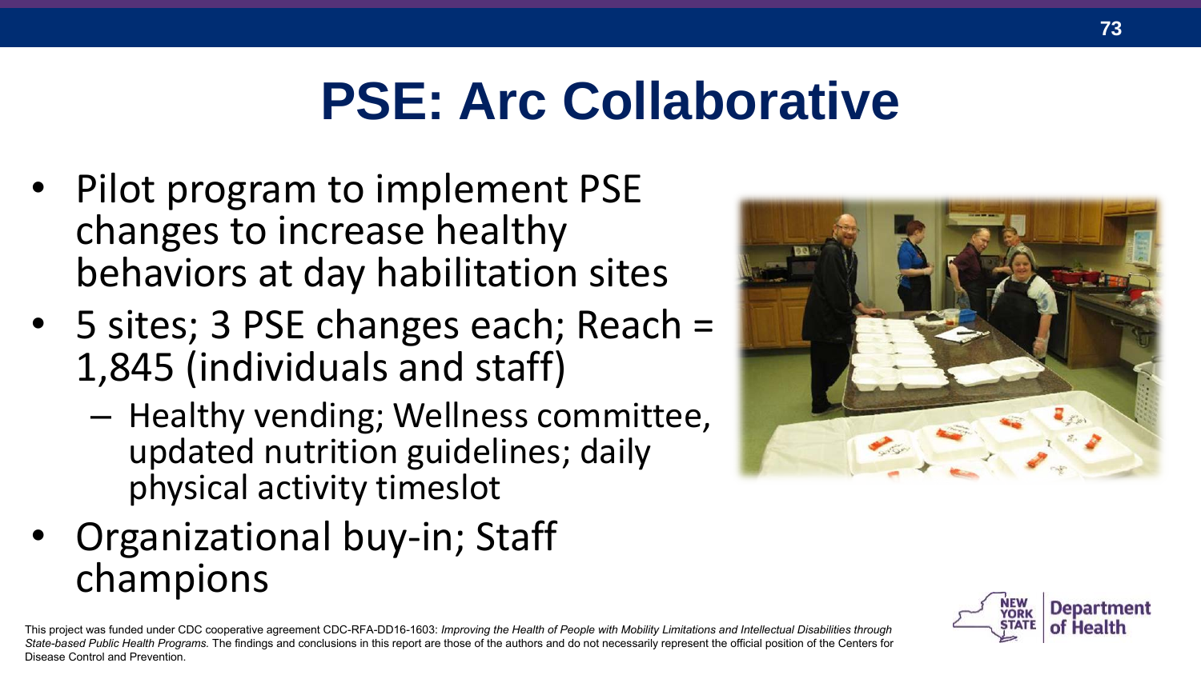# PSE: Arc Collaborative

- Pilot program to implement PSE changes to increase healthy behaviors at day habilitation sites
- 5 sites; 3 PSE changes each; Reach = 1,845 (individuals and staff)
  - Healthy vending; Wellness committee, updated nutrition guidelines; daily physical activity timeslot
- Organizational buy-in; Staff champions

This project was funded under CDC cooperative agreement CDC-RFA-DD16-1603: *Improving the Health of People with Mobility Limitations and Intellectual Disabilities through State-based Public Health Programs.* The findings and conclusions in this report are those of the authors and do not necessarily represent the official position of the Centers for Disease Control and Prevention.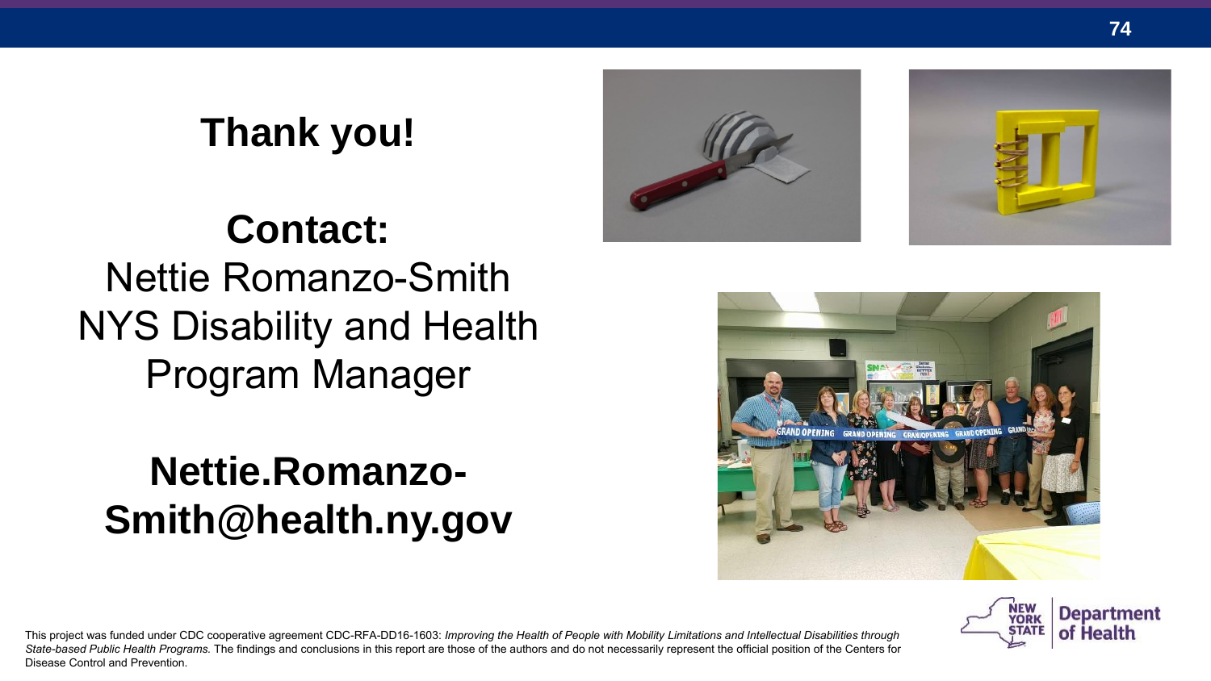# Thank you!

## Contact:

Nettie Romanzo-Smith
NYS Disability and Health Program Manager

**Nettie.Romanzo-Smith@health.ny.gov**

This project was funded under CDC cooperative agreement CDC-RFA-DD16-1603: *Improving the Health of People with Mobility Limitations and Intellectual Disabilities through State-based Public Health Programs.* The findings and conclusions in this report are those of the authors and do not necessarily represent the official position of the Centers for Disease Control and Prevention.